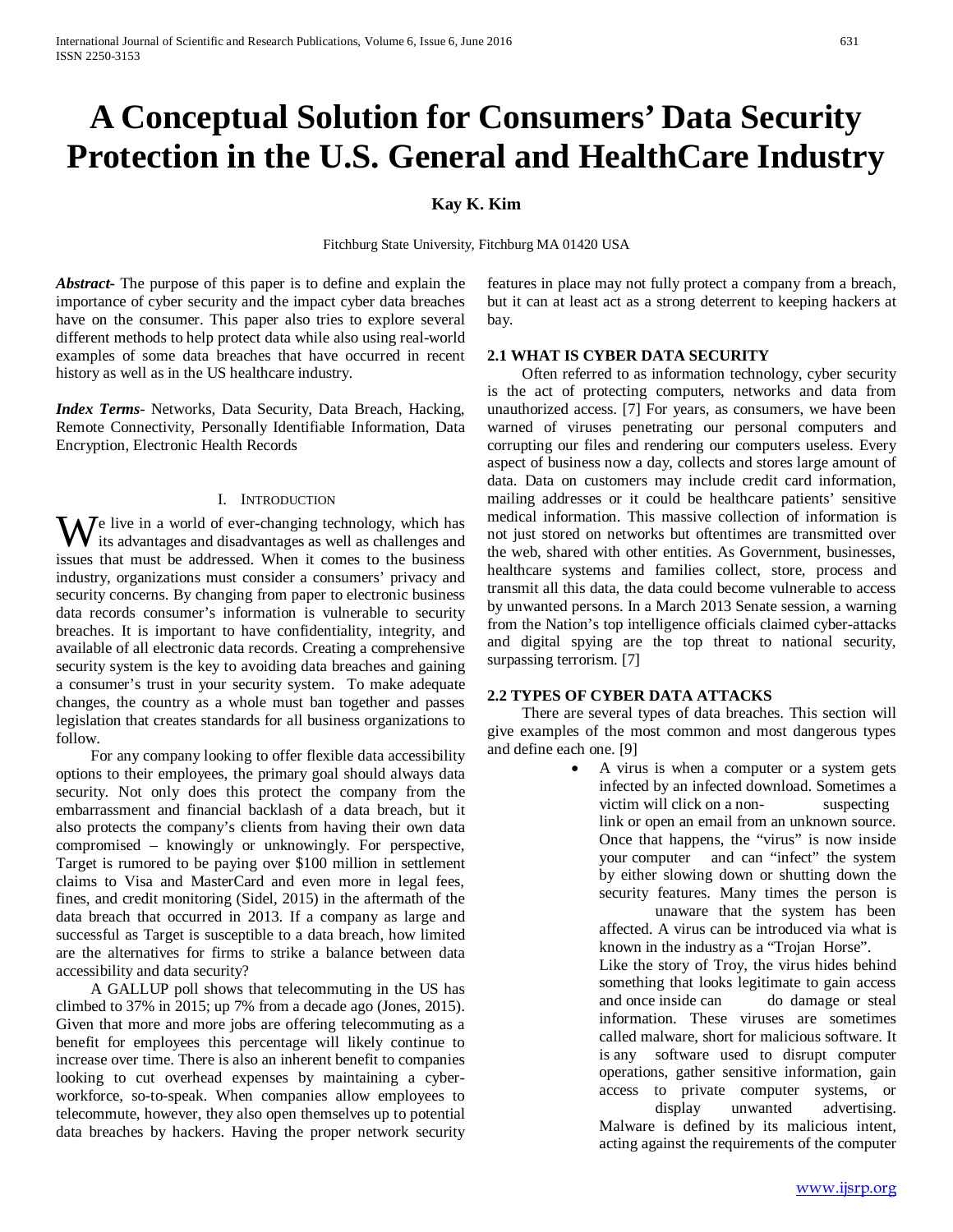# A Conceptual Solution for Consumers' Data Security Protection in the U.S. General and HealthCare Industry

**Kay K. Kim**

Fitchburg State University, Fitchburg MA 01420 USA

***Abstract***- The purpose of this paper is to define and explain the importance of cyber security and the impact cyber data breaches have on the consumer. This paper also tries to explore several different methods to help protect data while also using real-world examples of some data breaches that have occurred in recent history as well as in the US healthcare industry.

***Index Terms***- Networks, Data Security, Data Breach, Hacking, Remote Connectivity, Personally Identifiable Information, Data Encryption, Electronic Health Records

## I. Introduction

We live in a world of ever-changing technology, which has its advantages and disadvantages as well as challenges and issues that must be addressed. When it comes to the business industry, organizations must consider a consumers' privacy and security concerns. By changing from paper to electronic business data records consumer's information is vulnerable to security breaches. It is important to have confidentiality, integrity, and available of all electronic data records. Creating a comprehensive security system is the key to avoiding data breaches and gaining a consumer's trust in your security system. To make adequate changes, the country as a whole must ban together and passes legislation that creates standards for all business organizations to follow.

For any company looking to offer flexible data accessibility options to their employees, the primary goal should always data security. Not only does this protect the company from the embarrassment and financial backlash of a data breach, but it also protects the company's clients from having their own data compromised – knowingly or unknowingly. For perspective, Target is rumored to be paying over $100 million in settlement claims to Visa and MasterCard and even more in legal fees, fines, and credit monitoring (Sidel, 2015) in the aftermath of the data breach that occurred in 2013. If a company as large and successful as Target is susceptible to a data breach, how limited are the alternatives for firms to strike a balance between data accessibility and data security?

A GALLUP poll shows that telecommuting in the US has climbed to 37% in 2015; up 7% from a decade ago (Jones, 2015). Given that more and more jobs are offering telecommuting as a benefit for employees this percentage will likely continue to increase over time. There is also an inherent benefit to companies looking to cut overhead expenses by maintaining a cyber-workforce, so-to-speak. When companies allow employees to telecommute, however, they also open themselves up to potential data breaches by hackers. Having the proper network security features in place may not fully protect a company from a breach, but it can at least act as a strong deterrent to keeping hackers at bay.

### 2.1 WHAT IS CYBER DATA SECURITY

Often referred to as information technology, cyber security is the act of protecting computers, networks and data from unauthorized access. [7] For years, as consumers, we have been warned of viruses penetrating our personal computers and corrupting our files and rendering our computers useless. Every aspect of business now a day, collects and stores large amount of data. Data on customers may include credit card information, mailing addresses or it could be healthcare patients' sensitive medical information. This massive collection of information is not just stored on networks but oftentimes are transmitted over the web, shared with other entities. As Government, businesses, healthcare systems and families collect, store, process and transmit all this data, the data could become vulnerable to access by unwanted persons. In a March 2013 Senate session, a warning from the Nation's top intelligence officials claimed cyber-attacks and digital spying are the top threat to national security, surpassing terrorism. [7]

### 2.2 TYPES OF CYBER DATA ATTACKS

There are several types of data breaches. This section will give examples of the most common and most dangerous types and define each one. [9]

- A virus is when a computer or a system gets infected by an infected download. Sometimes a victim will click on a non-suspecting link or open an email from an unknown source. Once that happens, the "virus" is now inside your computer and can "infect" the system by either slowing down or shutting down the security features. Many times the person is unaware that the system has been affected. A virus can be introduced via what is known in the industry as a "Trojan Horse". Like the story of Troy, the virus hides behind something that looks legitimate to gain access and once inside can do damage or steal information. These viruses are sometimes called malware, short for malicious software. It is any software used to disrupt computer operations, gather sensitive information, gain access to private computer systems, or display unwanted advertising. Malware is defined by its malicious intent, acting against the requirements of the computer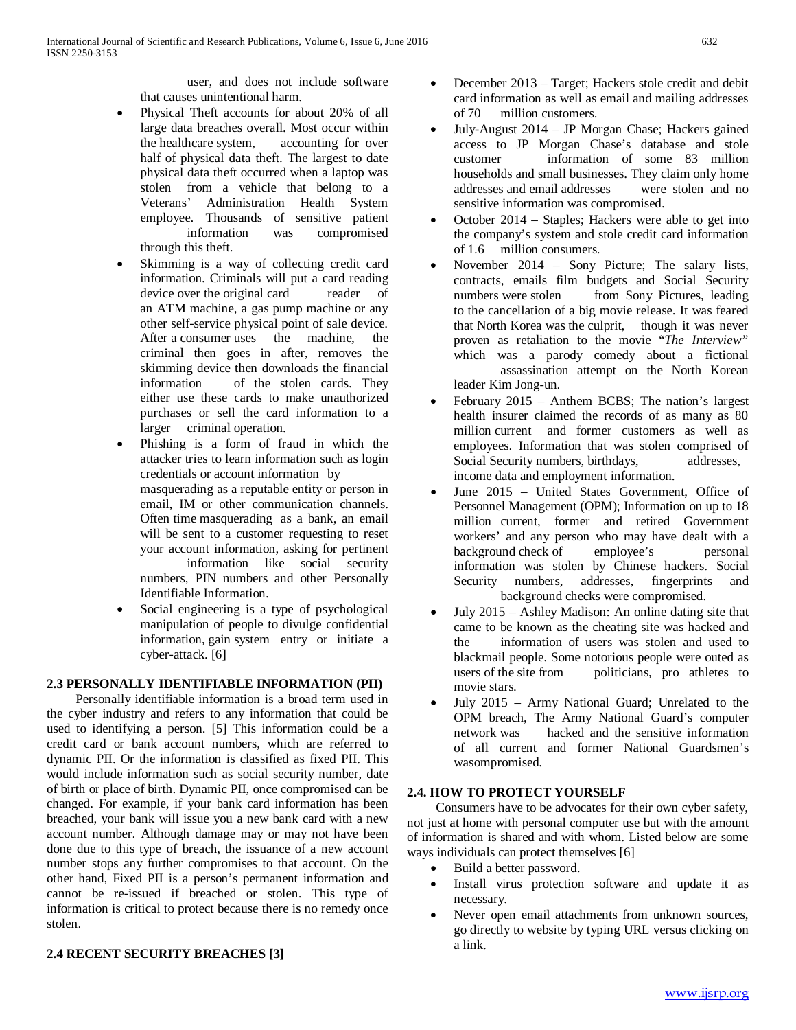user, and does not include software that causes unintentional harm.

- Physical Theft accounts for about 20% of all large data breaches overall. Most occur within the healthcare system, accounting for over half of physical data theft. The largest to date physical data theft occurred when a laptop was stolen from a vehicle that belong to a Veterans' Administration Health System employee. Thousands of sensitive patient information was compromised through this theft.
- Skimming is a way of collecting credit card information. Criminals will put a card reading device over the original card reader of an ATM machine, a gas pump machine or any other self-service physical point of sale device. After a consumer uses the machine, the criminal then goes in after, removes the skimming device then downloads the financial information of the stolen cards. They either use these cards to make unauthorized purchases or sell the card information to a larger criminal operation.
- Phishing is a form of fraud in which the attacker tries to learn information such as login credentials or account information by masquerading as a reputable entity or person in email, IM or other communication channels. Often time masquerading as a bank, an email will be sent to a customer requesting to reset your account information, asking for pertinent information like social security numbers, PIN numbers and other Personally Identifiable Information.
- Social engineering is a type of psychological manipulation of people to divulge confidential information, gain system entry or initiate a cyber-attack. [6]

## 2.3 PERSONALLY IDENTIFIABLE INFORMATION (PII)

Personally identifiable information is a broad term used in the cyber industry and refers to any information that could be used to identifying a person. [5] This information could be a credit card or bank account numbers, which are referred to dynamic PII. Or the information is classified as fixed PII. This would include information such as social security number, date of birth or place of birth. Dynamic PII, once compromised can be changed. For example, if your bank card information has been breached, your bank will issue you a new bank card with a new account number. Although damage may or may not have been done due to this type of breach, the issuance of a new account number stops any further compromises to that account. On the other hand, Fixed PII is a person's permanent information and cannot be re-issued if breached or stolen. This type of information is critical to protect because there is no remedy once stolen.

## 2.4 RECENT SECURITY BREACHES [3]

- December 2013 – Target; Hackers stole credit and debit card information as well as email and mailing addresses of 70 million customers.
- July-August 2014 – JP Morgan Chase; Hackers gained access to JP Morgan Chase's database and stole customer information of some 83 million households and small businesses. They claim only home addresses and email addresses were stolen and no sensitive information was compromised.
- October 2014 – Staples; Hackers were able to get into the company's system and stole credit card information of 1.6 million consumers.
- November 2014 – Sony Picture; The salary lists, contracts, emails film budgets and Social Security numbers were stolen from Sony Pictures, leading to the cancellation of a big movie release. It was feared that North Korea was the culprit, though it was never proven as retaliation to the movie "*The Interview*" which was a parody comedy about a fictional assassination attempt on the North Korean leader Kim Jong-un.
- February 2015 – Anthem BCBS; The nation's largest health insurer claimed the records of as many as 80 million current and former customers as well as employees. Information that was stolen comprised of Social Security numbers, birthdays, addresses, income data and employment information.
- June 2015 – United States Government, Office of Personnel Management (OPM); Information on up to 18 million current, former and retired Government workers' and any person who may have dealt with a background check of employee's personal information was stolen by Chinese hackers. Social Security numbers, addresses, fingerprints and background checks were compromised.
- July 2015 – Ashley Madison: An online dating site that came to be known as the cheating site was hacked and the information of users was stolen and used to blackmail people. Some notorious people were outed as users of the site from politicians, pro athletes to movie stars.
- July 2015 – Army National Guard; Unrelated to the OPM breach, The Army National Guard's computer network was hacked and the sensitive information of all current and former National Guardsmen's wasompromised.

## 2.4. HOW TO PROTECT YOURSELF

Consumers have to be advocates for their own cyber safety, not just at home with personal computer use but with the amount of information is shared and with whom. Listed below are some ways individuals can protect themselves [6]

- Build a better password.
- Install virus protection software and update it as necessary.
- Never open email attachments from unknown sources, go directly to website by typing URL versus clicking on a link.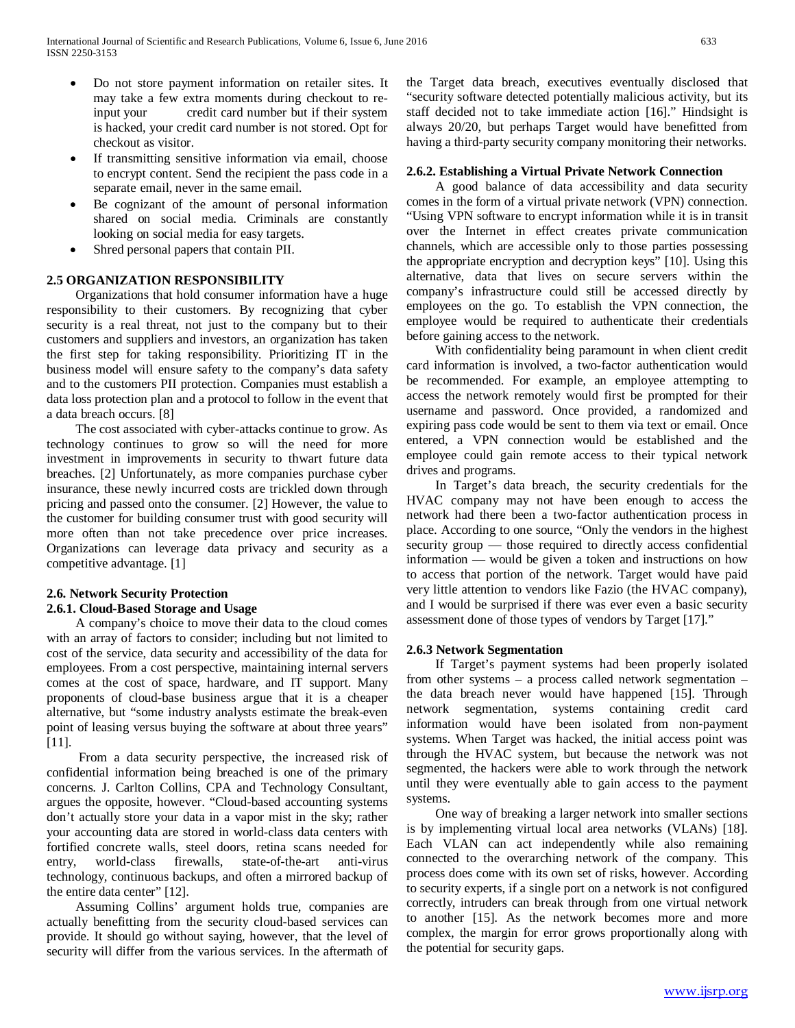- Do not store payment information on retailer sites. It may take a few extra moments during checkout to re-input your credit card number but if their system is hacked, your credit card number is not stored. Opt for checkout as visitor.
- If transmitting sensitive information via email, choose to encrypt content. Send the recipient the pass code in a separate email, never in the same email.
- Be cognizant of the amount of personal information shared on social media. Criminals are constantly looking on social media for easy targets.
- Shred personal papers that contain PII.

### 2.5 ORGANIZATION RESPONSIBILITY

Organizations that hold consumer information have a huge responsibility to their customers. By recognizing that cyber security is a real threat, not just to the company but to their customers and suppliers and investors, an organization has taken the first step for taking responsibility. Prioritizing IT in the business model will ensure safety to the company's data safety and to the customers PII protection. Companies must establish a data loss protection plan and a protocol to follow in the event that a data breach occurs. [8]

The cost associated with cyber-attacks continue to grow. As technology continues to grow so will the need for more investment in improvements in security to thwart future data breaches. [2] Unfortunately, as more companies purchase cyber insurance, these newly incurred costs are trickled down through pricing and passed onto the consumer. [2] However, the value to the customer for building consumer trust with good security will more often than not take precedence over price increases. Organizations can leverage data privacy and security as a competitive advantage. [1]

### 2.6. Network Security Protection

#### 2.6.1. Cloud-Based Storage and Usage

A company's choice to move their data to the cloud comes with an array of factors to consider; including but not limited to cost of the service, data security and accessibility of the data for employees. From a cost perspective, maintaining internal servers comes at the cost of space, hardware, and IT support. Many proponents of cloud-base business argue that it is a cheaper alternative, but "some industry analysts estimate the break-even point of leasing versus buying the software at about three years" [11].

From a data security perspective, the increased risk of confidential information being breached is one of the primary concerns. J. Carlton Collins, CPA and Technology Consultant, argues the opposite, however. "Cloud-based accounting systems don't actually store your data in a vapor mist in the sky; rather your accounting data are stored in world-class data centers with fortified concrete walls, steel doors, retina scans needed for entry, world-class firewalls, state-of-the-art anti-virus technology, continuous backups, and often a mirrored backup of the entire data center" [12].

Assuming Collins' argument holds true, companies are actually benefitting from the security cloud-based services can provide. It should go without saying, however, that the level of security will differ from the various services. In the aftermath of the Target data breach, executives eventually disclosed that "security software detected potentially malicious activity, but its staff decided not to take immediate action [16]." Hindsight is always 20/20, but perhaps Target would have benefitted from having a third-party security company monitoring their networks.

#### 2.6.2. Establishing a Virtual Private Network Connection

A good balance of data accessibility and data security comes in the form of a virtual private network (VPN) connection. "Using VPN software to encrypt information while it is in transit over the Internet in effect creates private communication channels, which are accessible only to those parties possessing the appropriate encryption and decryption keys" [10]. Using this alternative, data that lives on secure servers within the company's infrastructure could still be accessed directly by employees on the go. To establish the VPN connection, the employee would be required to authenticate their credentials before gaining access to the network.

With confidentiality being paramount in when client credit card information is involved, a two-factor authentication would be recommended. For example, an employee attempting to access the network remotely would first be prompted for their username and password. Once provided, a randomized and expiring pass code would be sent to them via text or email. Once entered, a VPN connection would be established and the employee could gain remote access to their typical network drives and programs.

In Target's data breach, the security credentials for the HVAC company may not have been enough to access the network had there been a two-factor authentication process in place. According to one source, "Only the vendors in the highest security group — those required to directly access confidential information — would be given a token and instructions on how to access that portion of the network. Target would have paid very little attention to vendors like Fazio (the HVAC company), and I would be surprised if there was ever even a basic security assessment done of those types of vendors by Target [17]."

#### 2.6.3 Network Segmentation

If Target's payment systems had been properly isolated from other systems – a process called network segmentation – the data breach never would have happened [15]. Through network segmentation, systems containing credit card information would have been isolated from non-payment systems. When Target was hacked, the initial access point was through the HVAC system, but because the network was not segmented, the hackers were able to work through the network until they were eventually able to gain access to the payment systems.

One way of breaking a larger network into smaller sections is by implementing virtual local area networks (VLANs) [18]. Each VLAN can act independently while also remaining connected to the overarching network of the company. This process does come with its own set of risks, however. According to security experts, if a single port on a network is not configured correctly, intruders can break through from one virtual network to another [15]. As the network becomes more and more complex, the margin for error grows proportionally along with the potential for security gaps.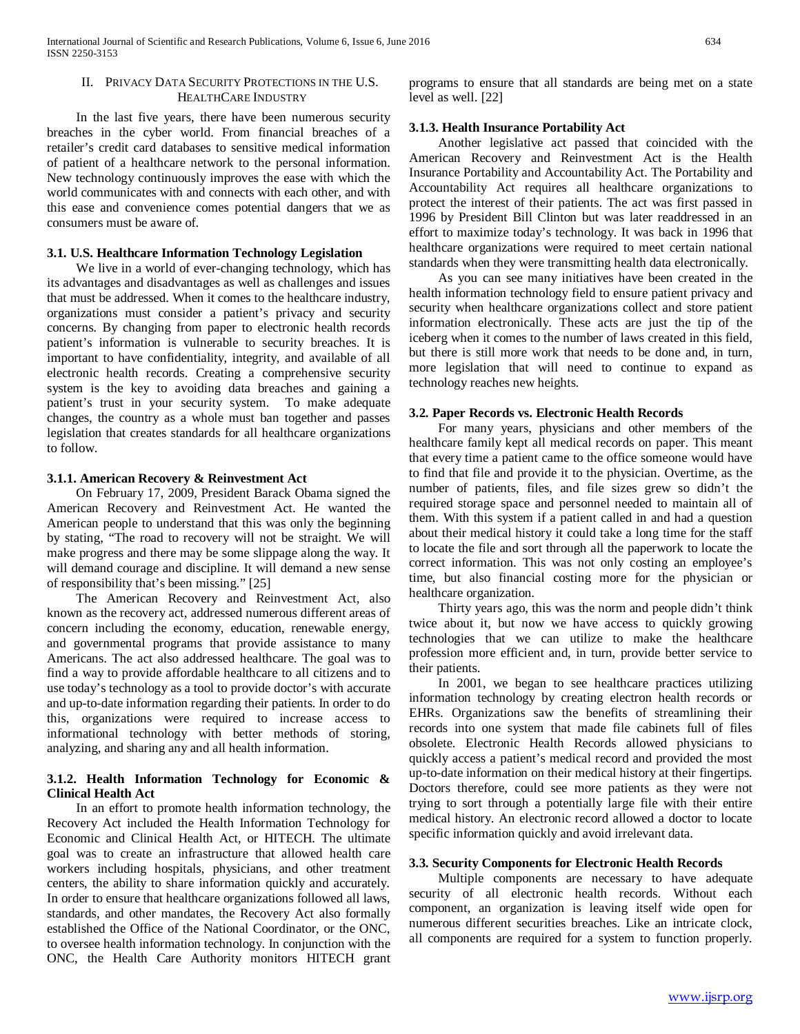## II. Privacy Data Security Protections in the U.S. HealthCare Industry

In the last five years, there have been numerous security breaches in the cyber world. From financial breaches of a retailer's credit card databases to sensitive medical information of patient of a healthcare network to the personal information. New technology continuously improves the ease with which the world communicates with and connects with each other, and with this ease and convenience comes potential dangers that we as consumers must be aware of.

### 3.1. U.S. Healthcare Information Technology Legislation

We live in a world of ever-changing technology, which has its advantages and disadvantages as well as challenges and issues that must be addressed. When it comes to the healthcare industry, organizations must consider a patient's privacy and security concerns. By changing from paper to electronic health records patient's information is vulnerable to security breaches. It is important to have confidentiality, integrity, and available of all electronic health records. Creating a comprehensive security system is the key to avoiding data breaches and gaining a patient's trust in your security system. To make adequate changes, the country as a whole must ban together and passes legislation that creates standards for all healthcare organizations to follow.

#### 3.1.1. American Recovery & Reinvestment Act

On February 17, 2009, President Barack Obama signed the American Recovery and Reinvestment Act. He wanted the American people to understand that this was only the beginning by stating, "The road to recovery will not be straight. We will make progress and there may be some slippage along the way. It will demand courage and discipline. It will demand a new sense of responsibility that's been missing." [25]

The American Recovery and Reinvestment Act, also known as the recovery act, addressed numerous different areas of concern including the economy, education, renewable energy, and governmental programs that provide assistance to many Americans. The act also addressed healthcare. The goal was to find a way to provide affordable healthcare to all citizens and to use today's technology as a tool to provide doctor's with accurate and up-to-date information regarding their patients. In order to do this, organizations were required to increase access to informational technology with better methods of storing, analyzing, and sharing any and all health information.

#### 3.1.2. Health Information Technology for Economic & Clinical Health Act

In an effort to promote health information technology, the Recovery Act included the Health Information Technology for Economic and Clinical Health Act, or HITECH. The ultimate goal was to create an infrastructure that allowed health care workers including hospitals, physicians, and other treatment centers, the ability to share information quickly and accurately. In order to ensure that healthcare organizations followed all laws, standards, and other mandates, the Recovery Act also formally established the Office of the National Coordinator, or the ONC, to oversee health information technology. In conjunction with the ONC, the Health Care Authority monitors HITECH grant programs to ensure that all standards are being met on a state level as well. [22]

#### 3.1.3. Health Insurance Portability Act

Another legislative act passed that coincided with the American Recovery and Reinvestment Act is the Health Insurance Portability and Accountability Act. The Portability and Accountability Act requires all healthcare organizations to protect the interest of their patients. The act was first passed in 1996 by President Bill Clinton but was later readdressed in an effort to maximize today's technology. It was back in 1996 that healthcare organizations were required to meet certain national standards when they were transmitting health data electronically.

As you can see many initiatives have been created in the health information technology field to ensure patient privacy and security when healthcare organizations collect and store patient information electronically. These acts are just the tip of the iceberg when it comes to the number of laws created in this field, but there is still more work that needs to be done and, in turn, more legislation that will need to continue to expand as technology reaches new heights.

### 3.2. Paper Records vs. Electronic Health Records

For many years, physicians and other members of the healthcare family kept all medical records on paper. This meant that every time a patient came to the office someone would have to find that file and provide it to the physician. Overtime, as the number of patients, files, and file sizes grew so didn't the required storage space and personnel needed to maintain all of them. With this system if a patient called in and had a question about their medical history it could take a long time for the staff to locate the file and sort through all the paperwork to locate the correct information. This was not only costing an employee's time, but also financial costing more for the physician or healthcare organization.

Thirty years ago, this was the norm and people didn't think twice about it, but now we have access to quickly growing technologies that we can utilize to make the healthcare profession more efficient and, in turn, provide better service to their patients.

In 2001, we began to see healthcare practices utilizing information technology by creating electron health records or EHRs. Organizations saw the benefits of streamlining their records into one system that made file cabinets full of files obsolete. Electronic Health Records allowed physicians to quickly access a patient's medical record and provided the most up-to-date information on their medical history at their fingertips. Doctors therefore, could see more patients as they were not trying to sort through a potentially large file with their entire medical history. An electronic record allowed a doctor to locate specific information quickly and avoid irrelevant data.

### 3.3. Security Components for Electronic Health Records

Multiple components are necessary to have adequate security of all electronic health records. Without each component, an organization is leaving itself wide open for numerous different securities breaches. Like an intricate clock, all components are required for a system to function properly.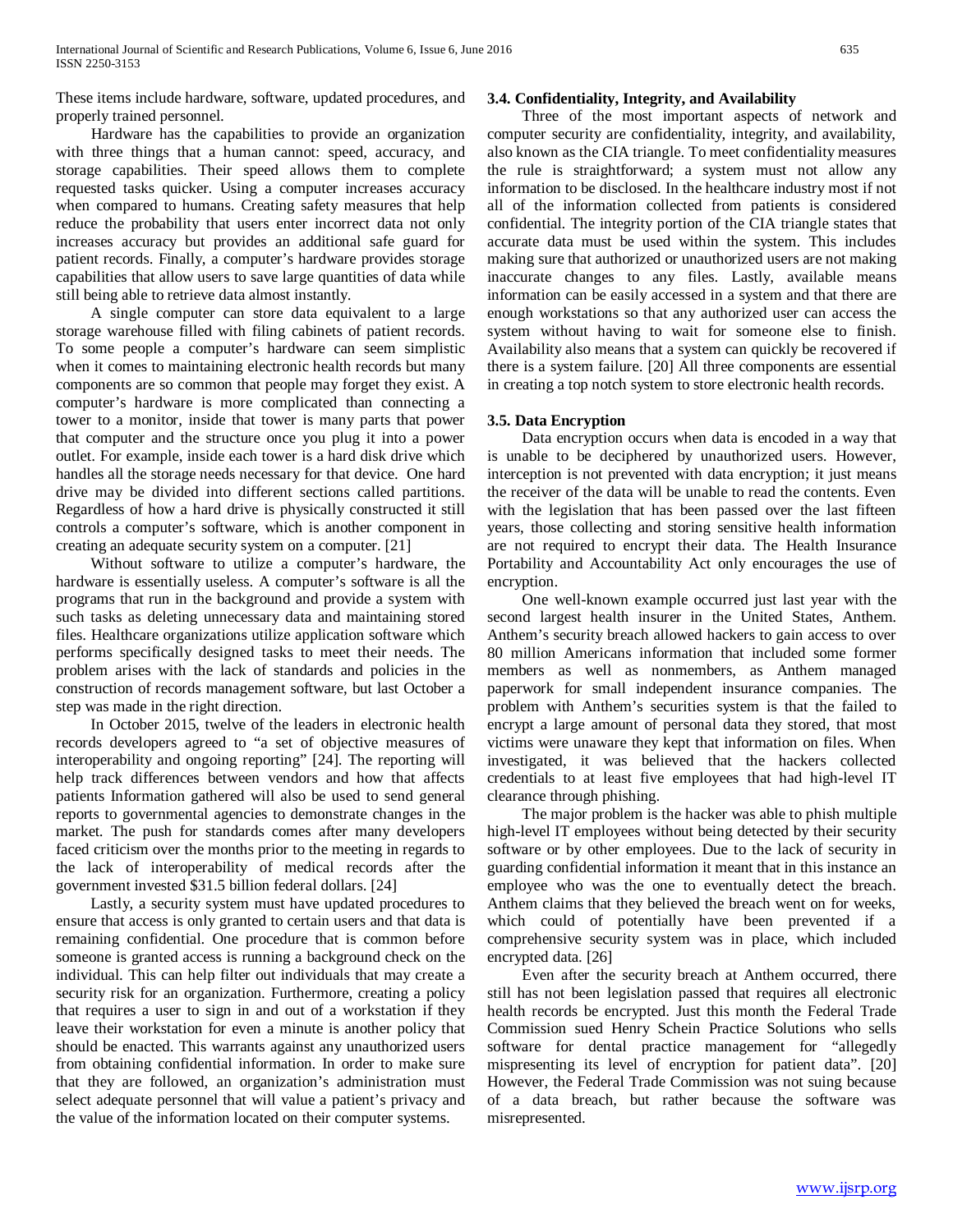These items include hardware, software, updated procedures, and properly trained personnel.

Hardware has the capabilities to provide an organization with three things that a human cannot: speed, accuracy, and storage capabilities. Their speed allows them to complete requested tasks quicker. Using a computer increases accuracy when compared to humans. Creating safety measures that help reduce the probability that users enter incorrect data not only increases accuracy but provides an additional safe guard for patient records. Finally, a computer's hardware provides storage capabilities that allow users to save large quantities of data while still being able to retrieve data almost instantly.

A single computer can store data equivalent to a large storage warehouse filled with filing cabinets of patient records. To some people a computer's hardware can seem simplistic when it comes to maintaining electronic health records but many components are so common that people may forget they exist. A computer's hardware is more complicated than connecting a tower to a monitor, inside that tower is many parts that power that computer and the structure once you plug it into a power outlet. For example, inside each tower is a hard disk drive which handles all the storage needs necessary for that device. One hard drive may be divided into different sections called partitions. Regardless of how a hard drive is physically constructed it still controls a computer's software, which is another component in creating an adequate security system on a computer. [21]

Without software to utilize a computer's hardware, the hardware is essentially useless. A computer's software is all the programs that run in the background and provide a system with such tasks as deleting unnecessary data and maintaining stored files. Healthcare organizations utilize application software which performs specifically designed tasks to meet their needs. The problem arises with the lack of standards and policies in the construction of records management software, but last October a step was made in the right direction.

In October 2015, twelve of the leaders in electronic health records developers agreed to "a set of objective measures of interoperability and ongoing reporting" [24]. The reporting will help track differences between vendors and how that affects patients Information gathered will also be used to send general reports to governmental agencies to demonstrate changes in the market. The push for standards comes after many developers faced criticism over the months prior to the meeting in regards to the lack of interoperability of medical records after the government invested $31.5 billion federal dollars. [24]

Lastly, a security system must have updated procedures to ensure that access is only granted to certain users and that data is remaining confidential. One procedure that is common before someone is granted access is running a background check on the individual. This can help filter out individuals that may create a security risk for an organization. Furthermore, creating a policy that requires a user to sign in and out of a workstation if they leave their workstation for even a minute is another policy that should be enacted. This warrants against any unauthorized users from obtaining confidential information. In order to make sure that they are followed, an organization's administration must select adequate personnel that will value a patient's privacy and the value of the information located on their computer systems.

### 3.4. Confidentiality, Integrity, and Availability

Three of the most important aspects of network and computer security are confidentiality, integrity, and availability, also known as the CIA triangle. To meet confidentiality measures the rule is straightforward; a system must not allow any information to be disclosed. In the healthcare industry most if not all of the information collected from patients is considered confidential. The integrity portion of the CIA triangle states that accurate data must be used within the system. This includes making sure that authorized or unauthorized users are not making inaccurate changes to any files. Lastly, available means information can be easily accessed in a system and that there are enough workstations so that any authorized user can access the system without having to wait for someone else to finish. Availability also means that a system can quickly be recovered if there is a system failure. [20] All three components are essential in creating a top notch system to store electronic health records.

### 3.5. Data Encryption

Data encryption occurs when data is encoded in a way that is unable to be deciphered by unauthorized users. However, interception is not prevented with data encryption; it just means the receiver of the data will be unable to read the contents. Even with the legislation that has been passed over the last fifteen years, those collecting and storing sensitive health information are not required to encrypt their data. The Health Insurance Portability and Accountability Act only encourages the use of encryption.

One well-known example occurred just last year with the second largest health insurer in the United States, Anthem. Anthem's security breach allowed hackers to gain access to over 80 million Americans information that included some former members as well as nonmembers, as Anthem managed paperwork for small independent insurance companies. The problem with Anthem's securities system is that the failed to encrypt a large amount of personal data they stored, that most victims were unaware they kept that information on files. When investigated, it was believed that the hackers collected credentials to at least five employees that had high-level IT clearance through phishing.

The major problem is the hacker was able to phish multiple high-level IT employees without being detected by their security software or by other employees. Due to the lack of security in guarding confidential information it meant that in this instance an employee who was the one to eventually detect the breach. Anthem claims that they believed the breach went on for weeks, which could of potentially have been prevented if a comprehensive security system was in place, which included encrypted data. [26]

Even after the security breach at Anthem occurred, there still has not been legislation passed that requires all electronic health records be encrypted. Just this month the Federal Trade Commission sued Henry Schein Practice Solutions who sells software for dental practice management for "allegedly misrepresenting its level of encryption for patient data". [20] However, the Federal Trade Commission was not suing because of a data breach, but rather because the software was misrepresented.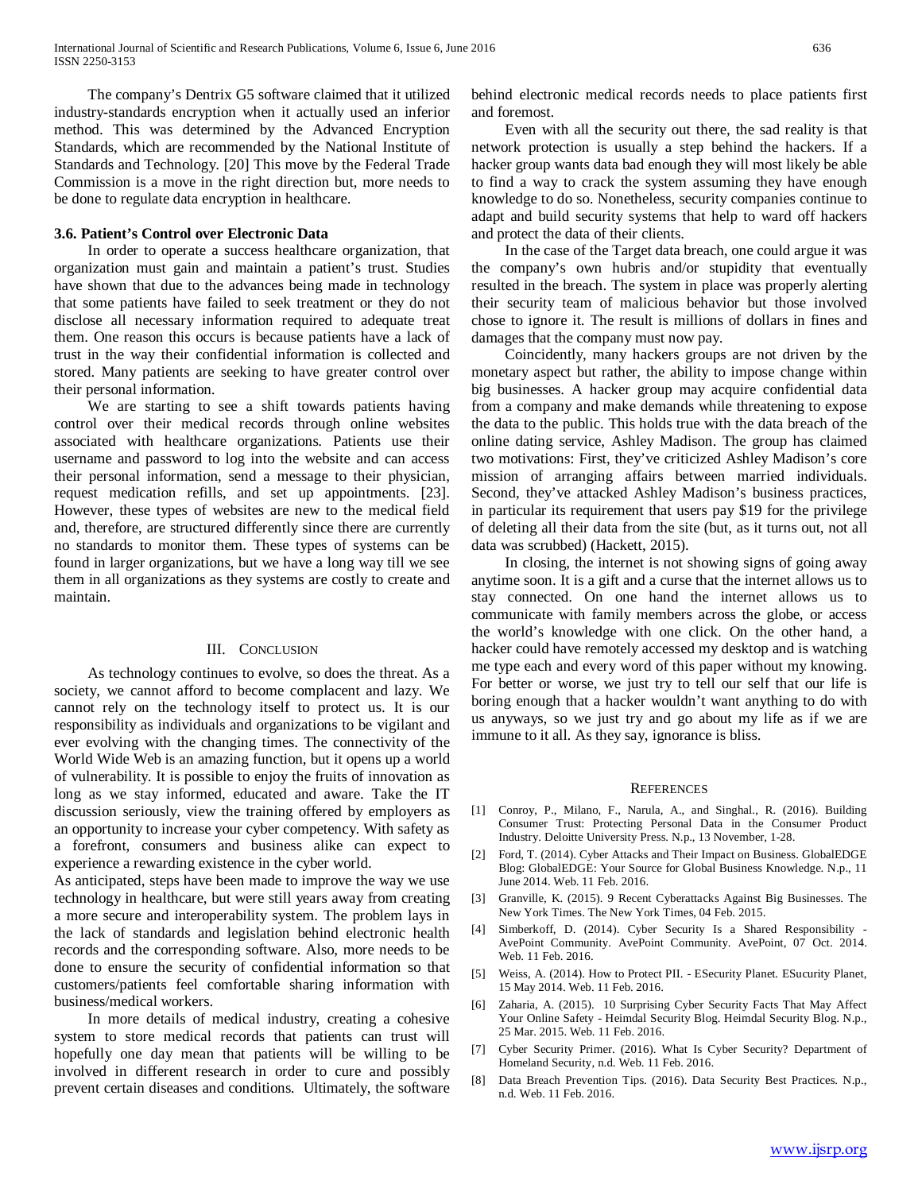The company's Dentrix G5 software claimed that it utilized industry-standards encryption when it actually used an inferior method. This was determined by the Advanced Encryption Standards, which are recommended by the National Institute of Standards and Technology. [20] This move by the Federal Trade Commission is a move in the right direction but, more needs to be done to regulate data encryption in healthcare.

### 3.6. Patient's Control over Electronic Data

In order to operate a success healthcare organization, that organization must gain and maintain a patient's trust. Studies have shown that due to the advances being made in technology that some patients have failed to seek treatment or they do not disclose all necessary information required to adequate treat them. One reason this occurs is because patients have a lack of trust in the way their confidential information is collected and stored. Many patients are seeking to have greater control over their personal information.

We are starting to see a shift towards patients having control over their medical records through online websites associated with healthcare organizations. Patients use their username and password to log into the website and can access their personal information, send a message to their physician, request medication refills, and set up appointments. [23]. However, these types of websites are new to the medical field and, therefore, are structured differently since there are currently no standards to monitor them. These types of systems can be found in larger organizations, but we have a long way till we see them in all organizations as they systems are costly to create and maintain.

## III. Conclusion

As technology continues to evolve, so does the threat. As a society, we cannot afford to become complacent and lazy. We cannot rely on the technology itself to protect us. It is our responsibility as individuals and organizations to be vigilant and ever evolving with the changing times. The connectivity of the World Wide Web is an amazing function, but it opens up a world of vulnerability. It is possible to enjoy the fruits of innovation as long as we stay informed, educated and aware. Take the IT discussion seriously, view the training offered by employers as an opportunity to increase your cyber competency. With safety as a forefront, consumers and business alike can expect to experience a rewarding existence in the cyber world.

As anticipated, steps have been made to improve the way we use technology in healthcare, but were still years away from creating a more secure and interoperability system. The problem lays in the lack of standards and legislation behind electronic health records and the corresponding software. Also, more needs to be done to ensure the security of confidential information so that customers/patients feel comfortable sharing information with business/medical workers.

In more details of medical industry, creating a cohesive system to store medical records that patients can trust will hopefully one day mean that patients will be willing to be involved in different research in order to cure and possibly prevent certain diseases and conditions. Ultimately, the software behind electronic medical records needs to place patients first and foremost.

Even with all the security out there, the sad reality is that network protection is usually a step behind the hackers. If a hacker group wants data bad enough they will most likely be able to find a way to crack the system assuming they have enough knowledge to do so. Nonetheless, security companies continue to adapt and build security systems that help to ward off hackers and protect the data of their clients.

In the case of the Target data breach, one could argue it was the company's own hubris and/or stupidity that eventually resulted in the breach. The system in place was properly alerting their security team of malicious behavior but those involved chose to ignore it. The result is millions of dollars in fines and damages that the company must now pay.

Coincidently, many hackers groups are not driven by the monetary aspect but rather, the ability to impose change within big businesses. A hacker group may acquire confidential data from a company and make demands while threatening to expose the data to the public. This holds true with the data breach of the online dating service, Ashley Madison. The group has claimed two motivations: First, they've criticized Ashley Madison's core mission of arranging affairs between married individuals. Second, they've attacked Ashley Madison's business practices, in particular its requirement that users pay $19 for the privilege of deleting all their data from the site (but, as it turns out, not all data was scrubbed) (Hackett, 2015).

In closing, the internet is not showing signs of going away anytime soon. It is a gift and a curse that the internet allows us to stay connected. On one hand the internet allows us to communicate with family members across the globe, or access the world's knowledge with one click. On the other hand, a hacker could have remotely accessed my desktop and is watching me type each and every word of this paper without my knowing. For better or worse, we just try to tell our self that our life is boring enough that a hacker wouldn't want anything to do with us anyways, so we just try and go about my life as if we are immune to it all. As they say, ignorance is bliss.

## References

[1] Conroy, P., Milano, F., Narula, A., and Singhal., R. (2016). Building Consumer Trust: Protecting Personal Data in the Consumer Product Industry. Deloitte University Press. N.p., 13 November, 1-28.

[2] Ford, T. (2014). Cyber Attacks and Their Impact on Business. GlobalEDGE Blog: GlobalEDGE: Your Source for Global Business Knowledge. N.p., 11 June 2014. Web. 11 Feb. 2016.

[3] Granville, K. (2015). 9 Recent Cyberattacks Against Big Businesses. The New York Times. The New York Times, 04 Feb. 2015.

[4] Simberkoff, D. (2014). Cyber Security Is a Shared Responsibility - AvePoint Community. AvePoint Community. AvePoint, 07 Oct. 2014. Web. 11 Feb. 2016.

[5] Weiss, A. (2014). How to Protect PII. - ESecurity Planet. ESucurity Planet, 15 May 2014. Web. 11 Feb. 2016.

[6] Zaharia, A. (2015). 10 Surprising Cyber Security Facts That May Affect Your Online Safety - Heimdal Security Blog. Heimdal Security Blog. N.p., 25 Mar. 2015. Web. 11 Feb. 2016.

[7] Cyber Security Primer. (2016). What Is Cyber Security? Department of Homeland Security, n.d. Web. 11 Feb. 2016.

[8] Data Breach Prevention Tips. (2016). Data Security Best Practices. N.p., n.d. Web. 11 Feb. 2016.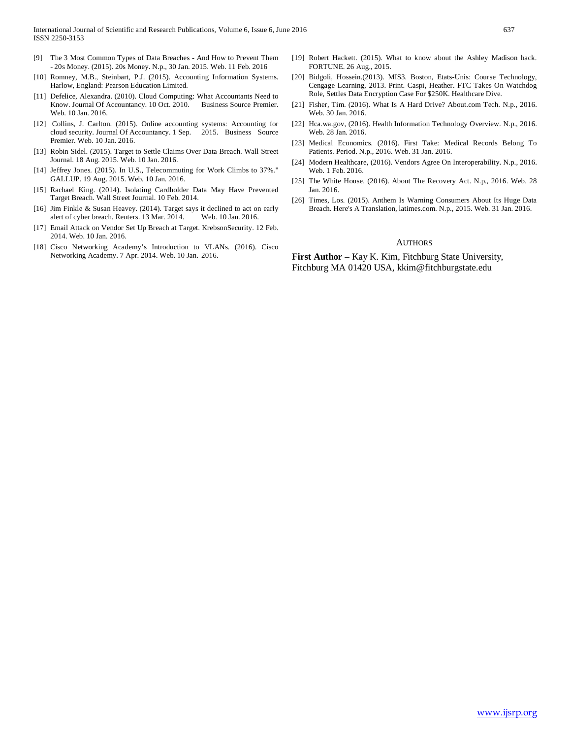[9] The 3 Most Common Types of Data Breaches - And How to Prevent Them - 20s Money. (2015). 20s Money. N.p., 30 Jan. 2015. Web. 11 Feb. 2016

[10] Romney, M.B., Steinbart, P.J. (2015). Accounting Information Systems. Harlow, England: Pearson Education Limited.

[11] Defelice, Alexandra. (2010). Cloud Computing: What Accountants Need to Know. Journal Of Accountancy. 10 Oct. 2010. Business Source Premier. Web. 10 Jan. 2016.

[12] Collins, J. Carlton. (2015). Online accounting systems: Accounting for cloud security. Journal Of Accountancy. 1 Sep. 2015. Business Source Premier. Web. 10 Jan. 2016.

[13] Robin Sidel. (2015). Target to Settle Claims Over Data Breach. Wall Street Journal. 18 Aug. 2015. Web. 10 Jan. 2016.

[14] Jeffrey Jones. (2015). In U.S., Telecommuting for Work Climbs to 37%." GALLUP. 19 Aug. 2015. Web. 10 Jan. 2016.

[15] Rachael King. (2014). Isolating Cardholder Data May Have Prevented Target Breach. Wall Street Journal. 10 Feb. 2014.

[16] Jim Finkle & Susan Heavey. (2014). Target says it declined to act on early alert of cyber breach. Reuters. 13 Mar. 2014. Web. 10 Jan. 2016.

[17] Email Attack on Vendor Set Up Breach at Target. KrebsonSecurity. 12 Feb. 2014. Web. 10 Jan. 2016.

[18] Cisco Networking Academy's Introduction to VLANs. (2016). Cisco Networking Academy. 7 Apr. 2014. Web. 10 Jan. 2016.

[19] Robert Hackett. (2015). What to know about the Ashley Madison hack. FORTUNE. 26 Aug., 2015.

[20] Bidgoli, Hossein.(2013). MIS3. Boston, Etats-Unis: Course Technology, Cengage Learning, 2013. Print. Caspi, Heather. FTC Takes On Watchdog Role, Settles Data Encryption Case For $250K. Healthcare Dive.

[21] Fisher, Tim. (2016). What Is A Hard Drive? About.com Tech. N.p., 2016. Web. 30 Jan. 2016.

[22] Hca.wa.gov, (2016). Health Information Technology Overview. N.p., 2016. Web. 28 Jan. 2016.

[23] Medical Economics. (2016). First Take: Medical Records Belong To Patients. Period. N.p., 2016. Web. 31 Jan. 2016.

[24] Modern Healthcare, (2016). Vendors Agree On Interoperability. N.p., 2016. Web. 1 Feb. 2016.

[25] The White House. (2016). About The Recovery Act. N.p., 2016. Web. 28 Jan. 2016.

[26] Times, Los. (2015). Anthem Is Warning Consumers About Its Huge Data Breach. Here's A Translation, latimes.com. N.p., 2015. Web. 31 Jan. 2016.

## AUTHORS

**First Author** – Kay K. Kim, Fitchburg State University, Fitchburg MA 01420 USA, kkim@fitchburgstate.edu